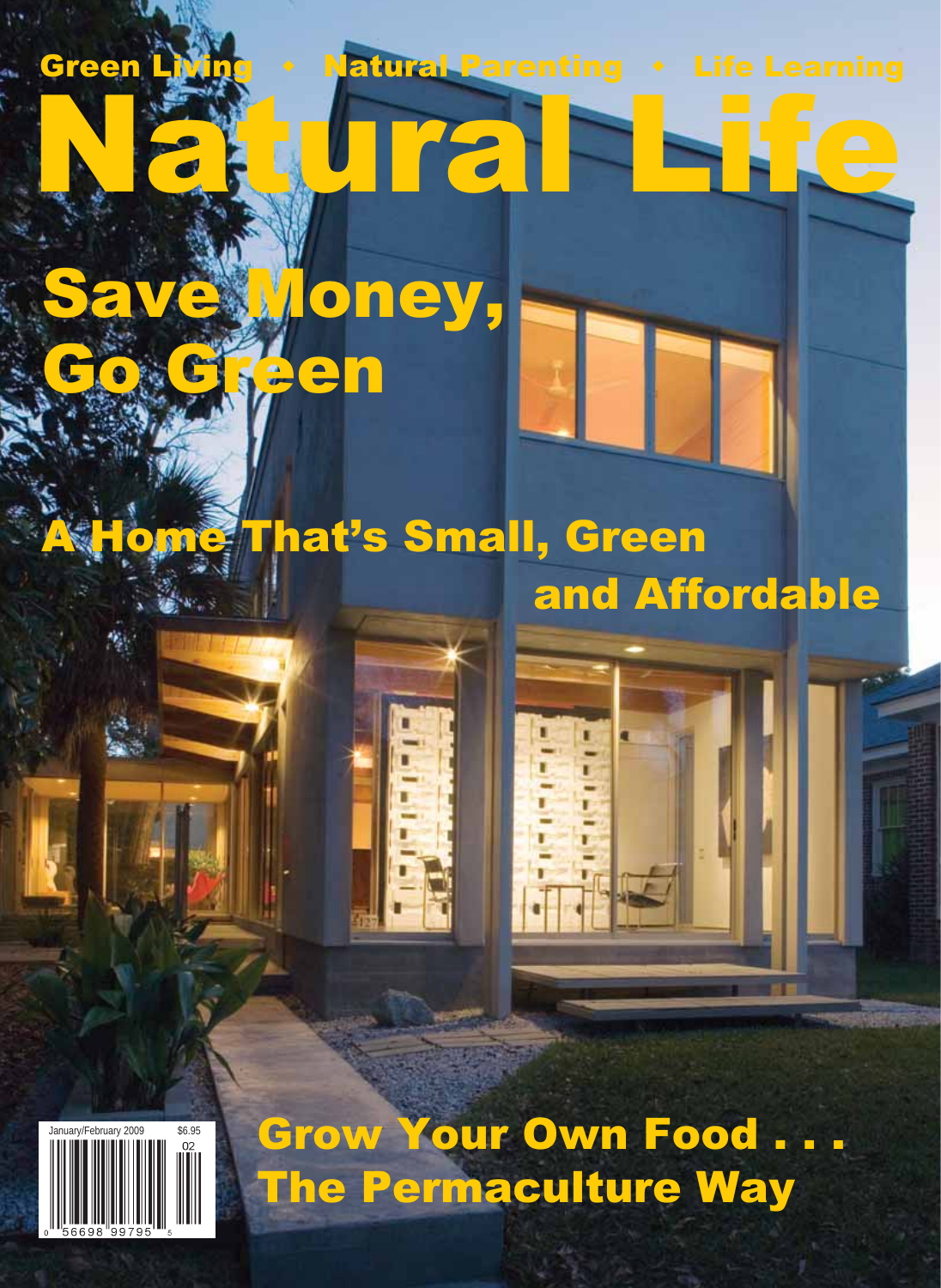Green Living • Natural Parenting • Life Learning

# Natural Life

## Save Money, Go Green

## A Home That's Small, Green and Affordable

January/February 2009 $6.95

02

0 56698 99795 5

## Grow Your Own Food . . . The Permaculture Way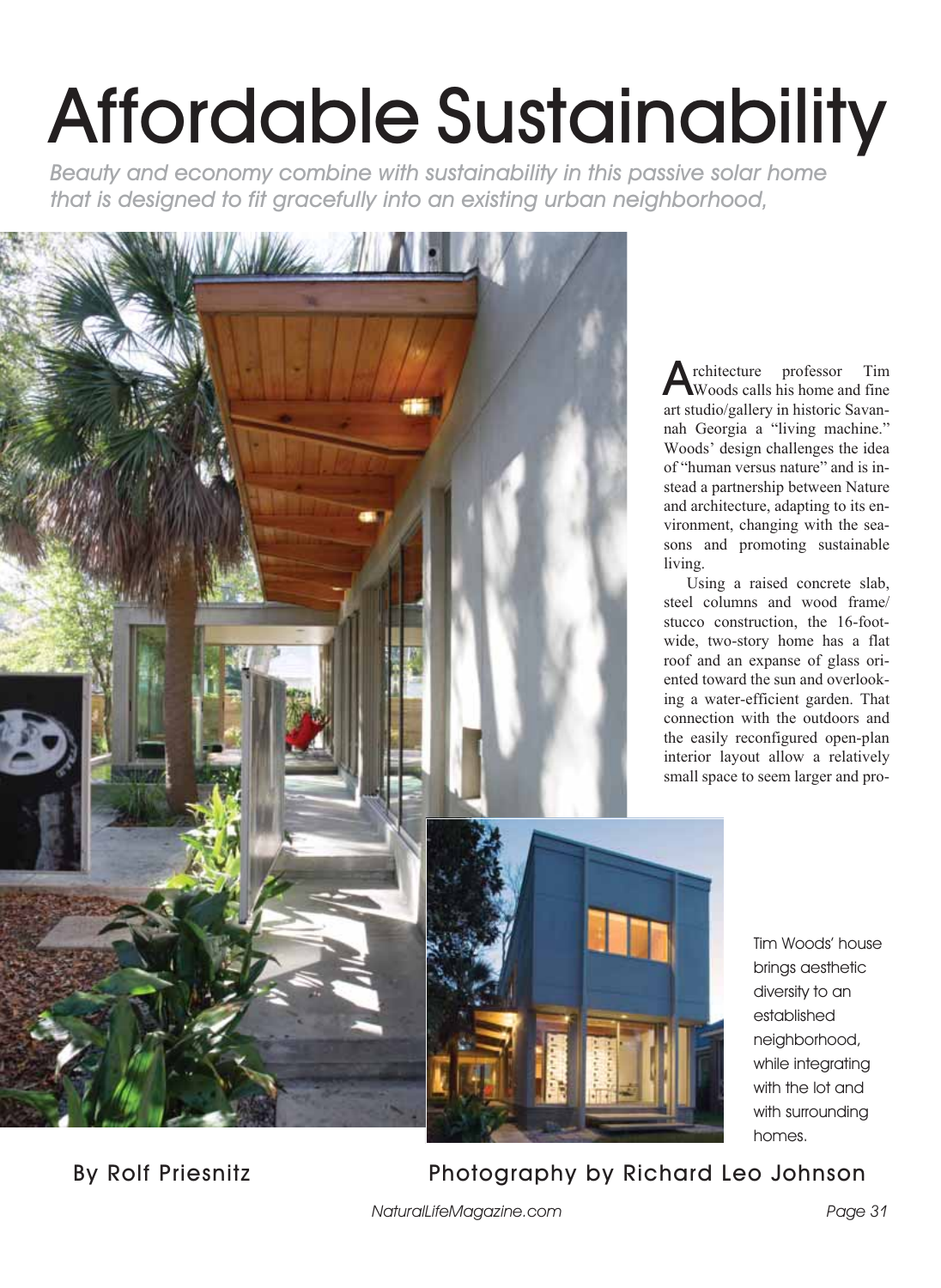# Affordable Sustainability

*Beauty and economy combine with sustainability in this passive solar home that is designed to fit gracefully into an existing urban neighborhood,*

Architecture professor Tim Woods calls his home and fine art studio/gallery in historic Savannah Georgia a "living machine." Woods' design challenges the idea of "human versus nature" and is instead a partnership between Nature and architecture, adapting to its environment, changing with the seasons and promoting sustainable living.

Using a raised concrete slab, steel columns and wood frame/stucco construction, the 16-foot-wide, two-story home has a flat roof and an expanse of glass oriented toward the sun and overlooking a water-efficient garden. That connection with the outdoors and the easily reconfigured open-plan interior layout allow a relatively small space to seem larger and pro-

Tim Woods' house brings aesthetic diversity to an established neighborhood, while integrating with the lot and with surrounding homes.

By Rolf Priesnitz

Photography by Richard Leo Johnson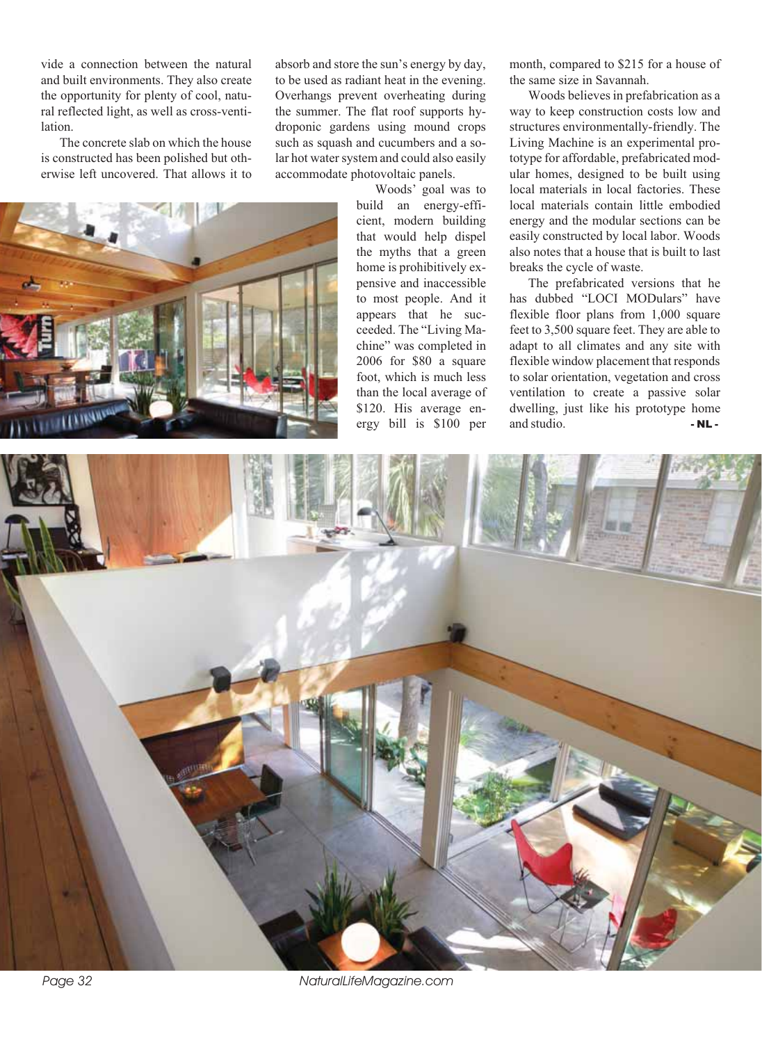vide a connection between the natural and built environments. They also create the opportunity for plenty of cool, natural reflected light, as well as cross-ventilation.

The concrete slab on which the house is constructed has been polished but otherwise left uncovered. That allows it to absorb and store the sun's energy by day, to be used as radiant heat in the evening. Overhangs prevent overheating during the summer. The flat roof supports hydroponic gardens using mound crops such as squash and cucumbers and a solar hot water system and could also easily accommodate photovoltaic panels.

Woods' goal was to build an energy-efficient, modern building that would help dispel the myths that a green home is prohibitively expensive and inaccessible to most people. And it appears that he succeeded. The "Living Machine" was completed in 2006 for $80 a square foot, which is much less than the local average of $120. His average energy bill is $100 per month, compared to $215 for a house of the same size in Savannah.

Woods believes in prefabrication as a way to keep construction costs low and structures environmentally-friendly. The Living Machine is an experimental prototype for affordable, prefabricated modular homes, designed to be built using local materials in local factories. These local materials contain little embodied energy and the modular sections can be easily constructed by local labor. Woods also notes that a house that is built to last breaks the cycle of waste.

The prefabricated versions that he has dubbed "LOCI MODulars" have flexible floor plans from 1,000 square feet to 3,500 square feet. They are able to adapt to all climates and any site with flexible window placement that responds to solar orientation, vegetation and cross ventilation to create a passive solar dwelling, just like his prototype home and studio. **- NL -**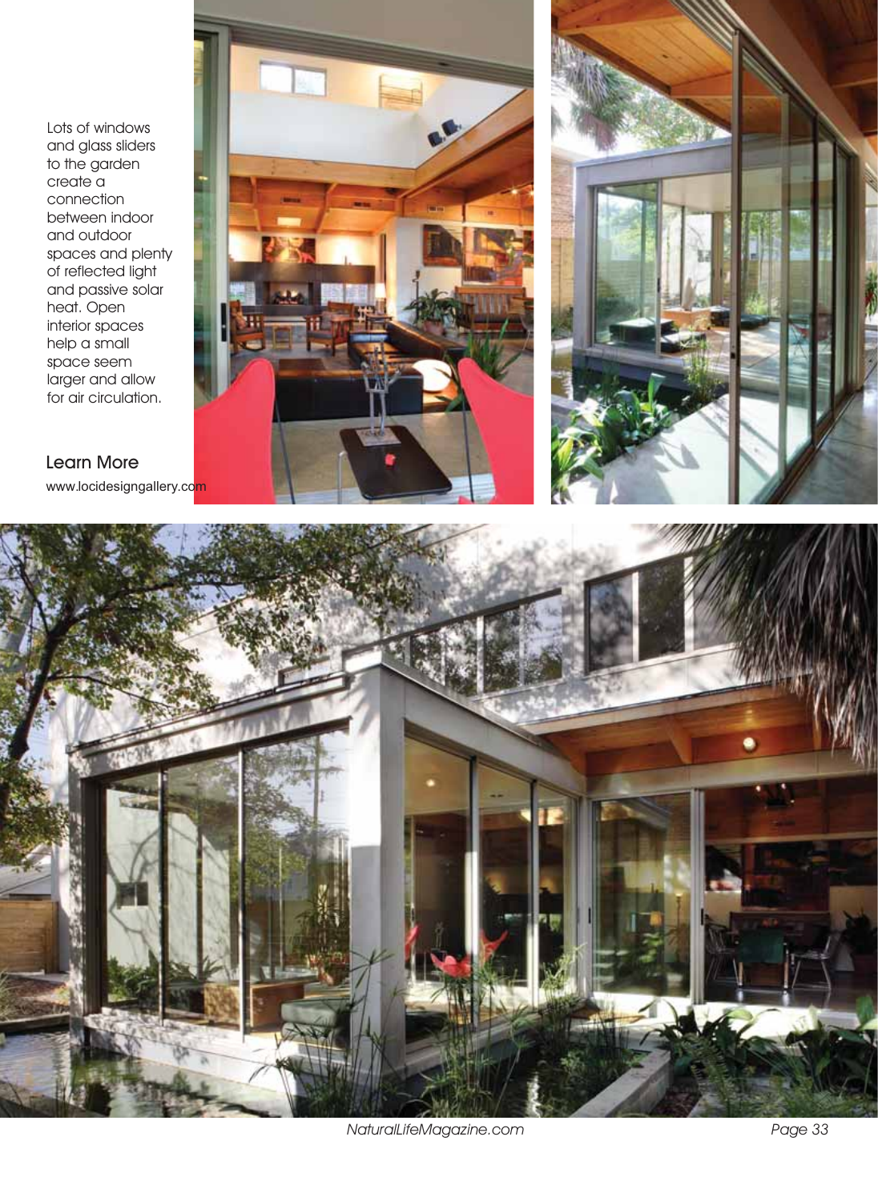Lots of windows and glass sliders to the garden create a connection between indoor and outdoor spaces and plenty of reflected light and passive solar heat. Open interior spaces help a small space seem larger and allow for air circulation.

## Learn More

www.locidesigngallery.com